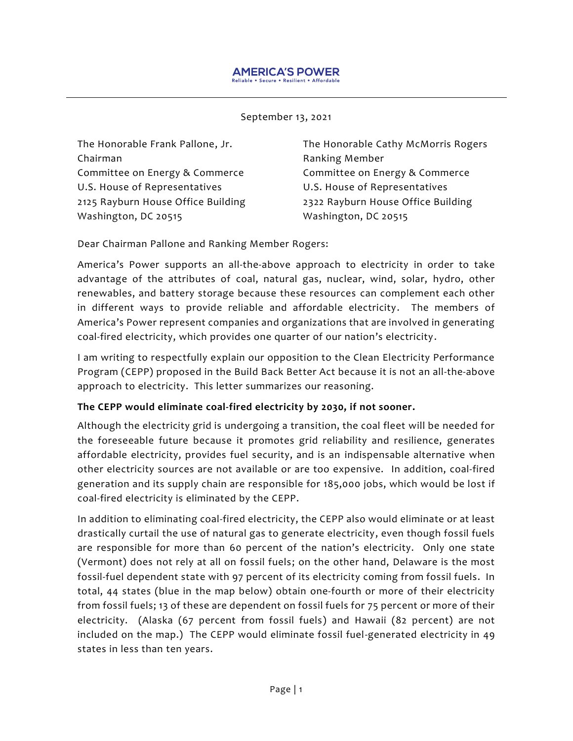**AMERICA'S POWER**
Reliable • Secure • Resilient • Affordable

September 13, 2021

The Honorable Frank Pallone, Jr.
Chairman
Committee on Energy & Commerce
U.S. House of Representatives
2125 Rayburn House Office Building
Washington, DC 20515

The Honorable Cathy McMorris Rogers
Ranking Member
Committee on Energy & Commerce
U.S. House of Representatives
2322 Rayburn House Office Building
Washington, DC 20515

Dear Chairman Pallone and Ranking Member Rogers:

America's Power supports an all-the-above approach to electricity in order to take advantage of the attributes of coal, natural gas, nuclear, wind, solar, hydro, other renewables, and battery storage because these resources can complement each other in different ways to provide reliable and affordable electricity. The members of America's Power represent companies and organizations that are involved in generating coal-fired electricity, which provides one quarter of our nation's electricity.

I am writing to respectfully explain our opposition to the Clean Electricity Performance Program (CEPP) proposed in the Build Back Better Act because it is not an all-the-above approach to electricity. This letter summarizes our reasoning.

**The CEPP would eliminate coal-fired electricity by 2030, if not sooner.**

Although the electricity grid is undergoing a transition, the coal fleet will be needed for the foreseeable future because it promotes grid reliability and resilience, generates affordable electricity, provides fuel security, and is an indispensable alternative when other electricity sources are not available or are too expensive. In addition, coal-fired generation and its supply chain are responsible for 185,000 jobs, which would be lost if coal-fired electricity is eliminated by the CEPP.

In addition to eliminating coal-fired electricity, the CEPP also would eliminate or at least drastically curtail the use of natural gas to generate electricity, even though fossil fuels are responsible for more than 60 percent of the nation's electricity. Only one state (Vermont) does not rely at all on fossil fuels; on the other hand, Delaware is the most fossil-fuel dependent state with 97 percent of its electricity coming from fossil fuels. In total, 44 states (blue in the map below) obtain one-fourth or more of their electricity from fossil fuels; 13 of these are dependent on fossil fuels for 75 percent or more of their electricity. (Alaska (67 percent from fossil fuels) and Hawaii (82 percent) are not included on the map.) The CEPP would eliminate fossil fuel-generated electricity in 49 states in less than ten years.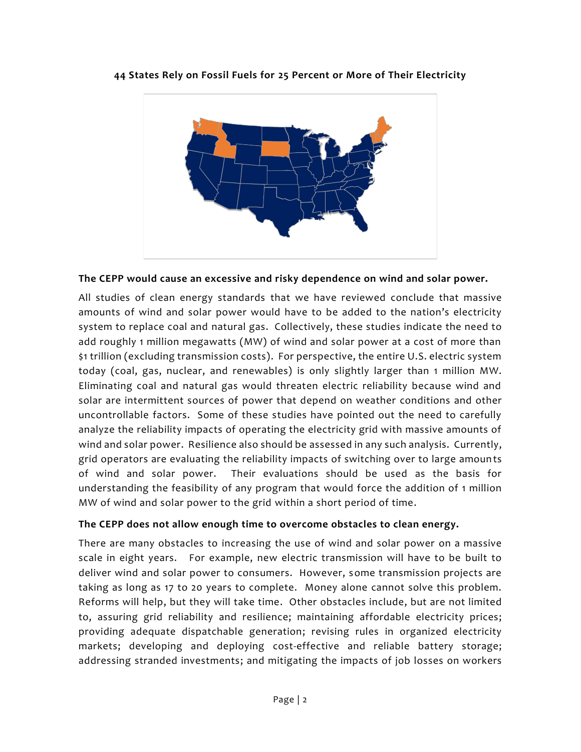**44 States Rely on Fossil Fuels for 25 Percent or More of Their Electricity**

**The CEPP would cause an excessive and risky dependence on wind and solar power.**

All studies of clean energy standards that we have reviewed conclude that massive amounts of wind and solar power would have to be added to the nation's electricity system to replace coal and natural gas. Collectively, these studies indicate the need to add roughly 1 million megawatts (MW) of wind and solar power at a cost of more than $1 trillion (excluding transmission costs). For perspective, the entire U.S. electric system today (coal, gas, nuclear, and renewables) is only slightly larger than 1 million MW. Eliminating coal and natural gas would threaten electric reliability because wind and solar are intermittent sources of power that depend on weather conditions and other uncontrollable factors. Some of these studies have pointed out the need to carefully analyze the reliability impacts of operating the electricity grid with massive amounts of wind and solar power. Resilience also should be assessed in any such analysis. Currently, grid operators are evaluating the reliability impacts of switching over to large amounts of wind and solar power. Their evaluations should be used as the basis for understanding the feasibility of any program that would force the addition of 1 million MW of wind and solar power to the grid within a short period of time.

**The CEPP does not allow enough time to overcome obstacles to clean energy.**

There are many obstacles to increasing the use of wind and solar power on a massive scale in eight years. For example, new electric transmission will have to be built to deliver wind and solar power to consumers. However, some transmission projects are taking as long as 17 to 20 years to complete. Money alone cannot solve this problem. Reforms will help, but they will take time. Other obstacles include, but are not limited to, assuring grid reliability and resilience; maintaining affordable electricity prices; providing adequate dispatchable generation; revising rules in organized electricity markets; developing and deploying cost-effective and reliable battery storage; addressing stranded investments; and mitigating the impacts of job losses on workers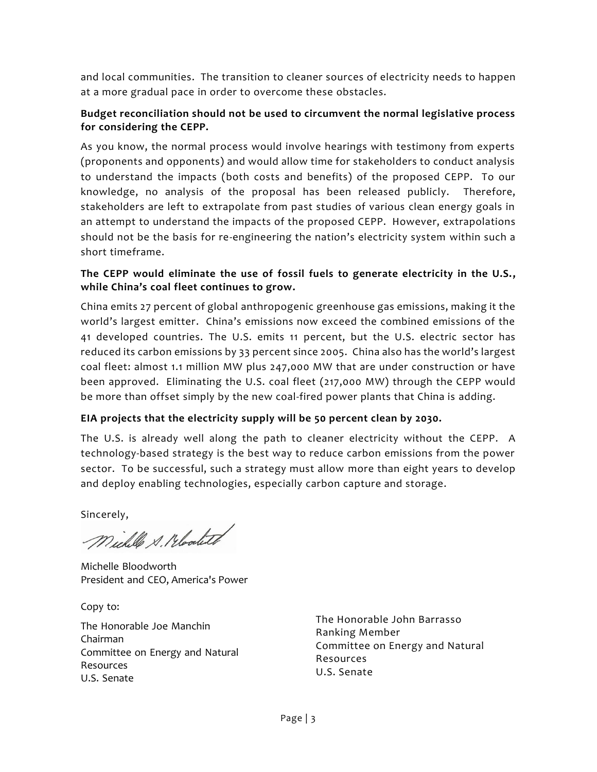and local communities. The transition to cleaner sources of electricity needs to happen at a more gradual pace in order to overcome these obstacles.

**Budget reconciliation should not be used to circumvent the normal legislative process for considering the CEPP.**

As you know, the normal process would involve hearings with testimony from experts (proponents and opponents) and would allow time for stakeholders to conduct analysis to understand the impacts (both costs and benefits) of the proposed CEPP. To our knowledge, no analysis of the proposal has been released publicly. Therefore, stakeholders are left to extrapolate from past studies of various clean energy goals in an attempt to understand the impacts of the proposed CEPP. However, extrapolations should not be the basis for re-engineering the nation's electricity system within such a short timeframe.

**The CEPP would eliminate the use of fossil fuels to generate electricity in the U.S., while China's coal fleet continues to grow.**

China emits 27 percent of global anthropogenic greenhouse gas emissions, making it the world's largest emitter. China's emissions now exceed the combined emissions of the 41 developed countries. The U.S. emits 11 percent, but the U.S. electric sector has reduced its carbon emissions by 33 percent since 2005. China also has the world's largest coal fleet: almost 1.1 million MW plus 247,000 MW that are under construction or have been approved. Eliminating the U.S. coal fleet (217,000 MW) through the CEPP would be more than offset simply by the new coal-fired power plants that China is adding.

**EIA projects that the electricity supply will be 50 percent clean by 2030.**

The U.S. is already well along the path to cleaner electricity without the CEPP. A technology-based strategy is the best way to reduce carbon emissions from the power sector. To be successful, such a strategy must allow more than eight years to develop and deploy enabling technologies, especially carbon capture and storage.

Sincerely,

Michelle Bloodworth
President and CEO, America's Power

Copy to:

The Honorable Joe Manchin
Chairman
Committee on Energy and Natural Resources
U.S. Senate

The Honorable John Barrasso
Ranking Member
Committee on Energy and Natural Resources
U.S. Senate